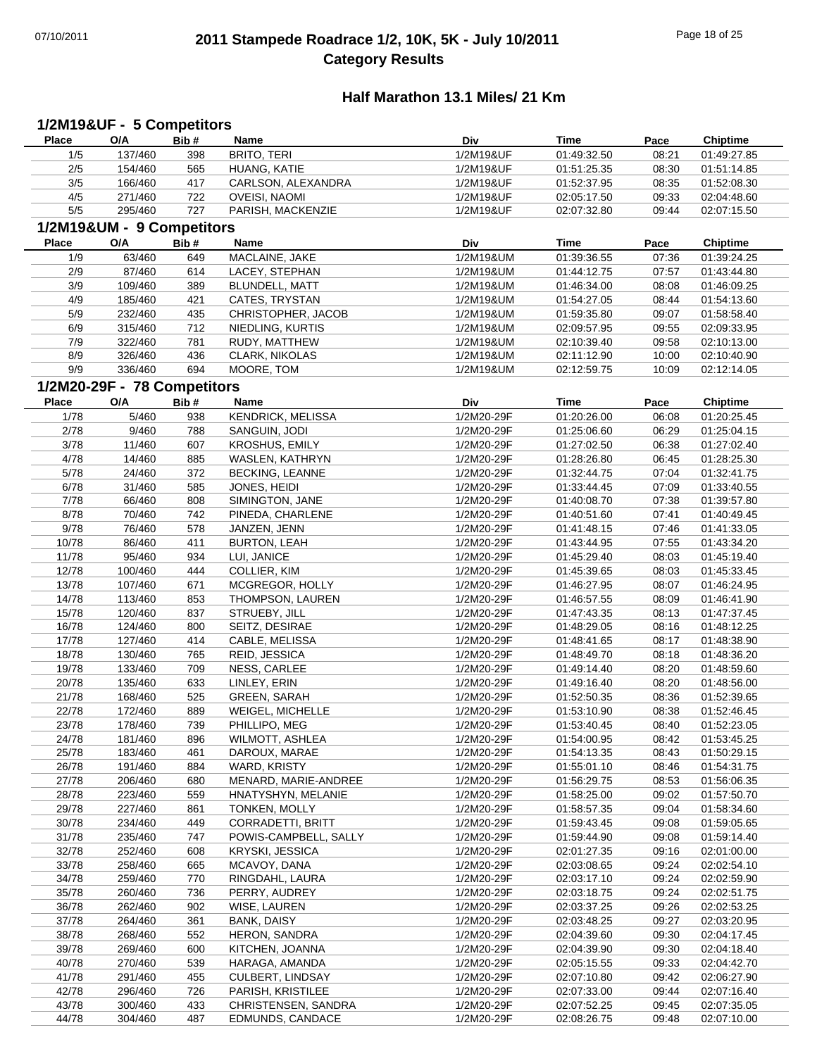# 2011 Stampede Roadrace 1/2, 10K, 5K - July 10/2011
## Category Results

### Half Marathon 13.1 Miles/ 21 Km

#### 1/2M19&UF - 5 Competitors

| Place | O/A | Bib # | Name | Div | Time | Pace | Chiptime |
|---|---|---|---|---|---|---|---|
| 1/5 | 137/460 | 398 | BRITO, TERI | 1/2M19&UF | 01:49:32.50 | 08:21 | 01:49:27.85 |
| 2/5 | 154/460 | 565 | HUANG, KATIE | 1/2M19&UF | 01:51:25.35 | 08:30 | 01:51:14.85 |
| 3/5 | 166/460 | 417 | CARLSON, ALEXANDRA | 1/2M19&UF | 01:52:37.95 | 08:35 | 01:52:08.30 |
| 4/5 | 271/460 | 722 | OVEISI, NAOMI | 1/2M19&UF | 02:05:17.50 | 09:33 | 02:04:48.60 |
| 5/5 | 295/460 | 727 | PARISH, MACKENZIE | 1/2M19&UF | 02:07:32.80 | 09:44 | 02:07:15.50 |

#### 1/2M19&UM - 9 Competitors

| Place | O/A | Bib # | Name | Div | Time | Pace | Chiptime |
|---|---|---|---|---|---|---|---|
| 1/9 | 63/460 | 649 | MACLAINE, JAKE | 1/2M19&UM | 01:39:36.55 | 07:36 | 01:39:24.25 |
| 2/9 | 87/460 | 614 | LACEY, STEPHAN | 1/2M19&UM | 01:44:12.75 | 07:57 | 01:43:44.80 |
| 3/9 | 109/460 | 389 | BLUNDELL, MATT | 1/2M19&UM | 01:46:34.00 | 08:08 | 01:46:09.25 |
| 4/9 | 185/460 | 421 | CATES, TRYSTAN | 1/2M19&UM | 01:54:27.05 | 08:44 | 01:54:13.60 |
| 5/9 | 232/460 | 435 | CHRISTOPHER, JACOB | 1/2M19&UM | 01:59:35.80 | 09:07 | 01:58:58.40 |
| 6/9 | 315/460 | 712 | NIEDLING, KURTIS | 1/2M19&UM | 02:09:57.95 | 09:55 | 02:09:33.95 |
| 7/9 | 322/460 | 781 | RUDY, MATTHEW | 1/2M19&UM | 02:10:39.40 | 09:58 | 02:10:13.00 |
| 8/9 | 326/460 | 436 | CLARK, NIKOLAS | 1/2M19&UM | 02:11:12.90 | 10:00 | 02:10:40.90 |
| 9/9 | 336/460 | 694 | MOORE, TOM | 1/2M19&UM | 02:12:59.75 | 10:09 | 02:12:14.05 |

#### 1/2M20-29F - 78 Competitors

| Place | O/A | Bib # | Name | Div | Time | Pace | Chiptime |
|---|---|---|---|---|---|---|---|
| 1/78 | 5/460 | 938 | KENDRICK, MELISSA | 1/2M20-29F | 01:20:26.00 | 06:08 | 01:20:25.45 |
| 2/78 | 9/460 | 788 | SANGUIN, JODI | 1/2M20-29F | 01:25:06.60 | 06:29 | 01:25:04.15 |
| 3/78 | 11/460 | 607 | KROSHUS, EMILY | 1/2M20-29F | 01:27:02.50 | 06:38 | 01:27:02.40 |
| 4/78 | 14/460 | 885 | WASLEN, KATHRYN | 1/2M20-29F | 01:28:26.80 | 06:45 | 01:28:25.30 |
| 5/78 | 24/460 | 372 | BECKING, LEANNE | 1/2M20-29F | 01:32:44.75 | 07:04 | 01:32:41.75 |
| 6/78 | 31/460 | 585 | JONES, HEIDI | 1/2M20-29F | 01:33:44.45 | 07:09 | 01:33:40.55 |
| 7/78 | 66/460 | 808 | SIMINGTON, JANE | 1/2M20-29F | 01:40:08.70 | 07:38 | 01:39:57.80 |
| 8/78 | 70/460 | 742 | PINEDA, CHARLENE | 1/2M20-29F | 01:40:51.60 | 07:41 | 01:40:49.45 |
| 9/78 | 76/460 | 578 | JANZEN, JENN | 1/2M20-29F | 01:41:48.15 | 07:46 | 01:41:33.05 |
| 10/78 | 86/460 | 411 | BURTON, LEAH | 1/2M20-29F | 01:43:44.95 | 07:55 | 01:43:34.20 |
| 11/78 | 95/460 | 934 | LUI, JANICE | 1/2M20-29F | 01:45:29.40 | 08:03 | 01:45:19.40 |
| 12/78 | 100/460 | 444 | COLLIER, KIM | 1/2M20-29F | 01:45:39.65 | 08:03 | 01:45:33.45 |
| 13/78 | 107/460 | 671 | MCGREGOR, HOLLY | 1/2M20-29F | 01:46:27.95 | 08:07 | 01:46:24.95 |
| 14/78 | 113/460 | 853 | THOMPSON, LAUREN | 1/2M20-29F | 01:46:57.55 | 08:09 | 01:46:41.90 |
| 15/78 | 120/460 | 837 | STRUEBY, JILL | 1/2M20-29F | 01:47:43.35 | 08:13 | 01:47:37.45 |
| 16/78 | 124/460 | 800 | SEITZ, DESIRAE | 1/2M20-29F | 01:48:29.05 | 08:16 | 01:48:12.25 |
| 17/78 | 127/460 | 414 | CABLE, MELISSA | 1/2M20-29F | 01:48:41.65 | 08:17 | 01:48:38.90 |
| 18/78 | 130/460 | 765 | REID, JESSICA | 1/2M20-29F | 01:48:49.70 | 08:18 | 01:48:36.20 |
| 19/78 | 133/460 | 709 | NESS, CARLEE | 1/2M20-29F | 01:49:14.40 | 08:20 | 01:48:59.60 |
| 20/78 | 135/460 | 633 | LINLEY, ERIN | 1/2M20-29F | 01:49:16.40 | 08:20 | 01:48:56.00 |
| 21/78 | 168/460 | 525 | GREEN, SARAH | 1/2M20-29F | 01:52:50.35 | 08:36 | 01:52:39.65 |
| 22/78 | 172/460 | 889 | WEIGEL, MICHELLE | 1/2M20-29F | 01:53:10.90 | 08:38 | 01:52:46.45 |
| 23/78 | 178/460 | 739 | PHILLIPO, MEG | 1/2M20-29F | 01:53:40.45 | 08:40 | 01:52:23.05 |
| 24/78 | 181/460 | 896 | WILMOTT, ASHLEA | 1/2M20-29F | 01:54:00.95 | 08:42 | 01:53:45.25 |
| 25/78 | 183/460 | 461 | DAROUX, MARAE | 1/2M20-29F | 01:54:13.35 | 08:43 | 01:50:29.15 |
| 26/78 | 191/460 | 884 | WARD, KRISTY | 1/2M20-29F | 01:55:01.10 | 08:46 | 01:54:31.75 |
| 27/78 | 206/460 | 680 | MENARD, MARIE-ANDREE | 1/2M20-29F | 01:56:29.75 | 08:53 | 01:56:06.35 |
| 28/78 | 223/460 | 559 | HNATYSHYN, MELANIE | 1/2M20-29F | 01:58:25.00 | 09:02 | 01:57:50.70 |
| 29/78 | 227/460 | 861 | TONKEN, MOLLY | 1/2M20-29F | 01:58:57.35 | 09:04 | 01:58:34.60 |
| 30/78 | 234/460 | 449 | CORRADETTI, BRITT | 1/2M20-29F | 01:59:43.45 | 09:08 | 01:59:05.65 |
| 31/78 | 235/460 | 747 | POWIS-CAMPBELL, SALLY | 1/2M20-29F | 01:59:44.90 | 09:08 | 01:59:14.40 |
| 32/78 | 252/460 | 608 | KRYSKI, JESSICA | 1/2M20-29F | 02:01:27.35 | 09:16 | 02:01:00.00 |
| 33/78 | 258/460 | 665 | MCAVOY, DANA | 1/2M20-29F | 02:03:08.65 | 09:24 | 02:02:54.10 |
| 34/78 | 259/460 | 770 | RINGDAHL, LAURA | 1/2M20-29F | 02:03:17.10 | 09:24 | 02:02:59.90 |
| 35/78 | 260/460 | 736 | PERRY, AUDREY | 1/2M20-29F | 02:03:18.75 | 09:24 | 02:02:51.75 |
| 36/78 | 262/460 | 902 | WISE, LAUREN | 1/2M20-29F | 02:03:37.25 | 09:26 | 02:02:53.25 |
| 37/78 | 264/460 | 361 | BANK, DAISY | 1/2M20-29F | 02:03:48.25 | 09:27 | 02:03:20.95 |
| 38/78 | 268/460 | 552 | HERON, SANDRA | 1/2M20-29F | 02:04:39.60 | 09:30 | 02:04:17.45 |
| 39/78 | 269/460 | 600 | KITCHEN, JOANNA | 1/2M20-29F | 02:04:39.90 | 09:30 | 02:04:18.40 |
| 40/78 | 270/460 | 539 | HARAGA, AMANDA | 1/2M20-29F | 02:05:15.55 | 09:33 | 02:04:42.70 |
| 41/78 | 291/460 | 455 | CULBERT, LINDSAY | 1/2M20-29F | 02:07:10.80 | 09:42 | 02:06:27.90 |
| 42/78 | 296/460 | 726 | PARISH, KRISTILEE | 1/2M20-29F | 02:07:33.00 | 09:44 | 02:07:16.40 |
| 43/78 | 300/460 | 433 | CHRISTENSEN, SANDRA | 1/2M20-29F | 02:07:52.25 | 09:45 | 02:07:35.05 |
| 44/78 | 304/460 | 487 | EDMUNDS, CANDACE | 1/2M20-29F | 02:08:26.75 | 09:48 | 02:07:10.00 |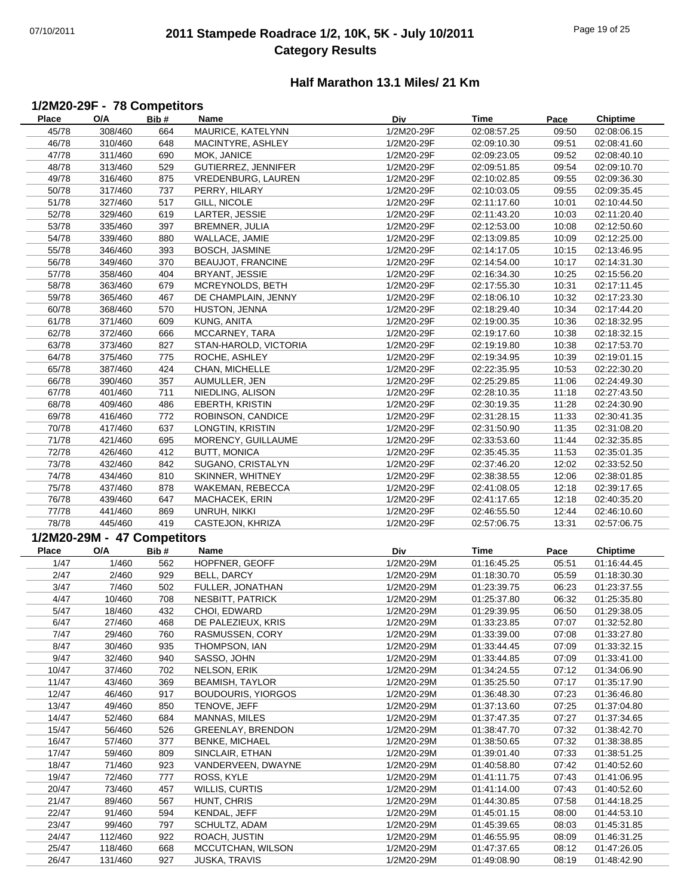# 2011 Stampede Roadrace 1/2, 10K, 5K - July 10/2011
## Category Results

### Half Marathon 13.1 Miles/ 21 Km

### 1/2M20-29F - 78 Competitors

| Place | O/A | Bib # | Name | Div | Time | Pace | Chiptime |
|---|---|---|---|---|---|---|---|
| 45/78 | 308/460 | 664 | MAURICE, KATELYNN | 1/2M20-29F | 02:08:57.25 | 09:50 | 02:08:06.15 |
| 46/78 | 310/460 | 648 | MACINTYRE, ASHLEY | 1/2M20-29F | 02:09:10.30 | 09:51 | 02:08:41.60 |
| 47/78 | 311/460 | 690 | MOK, JANICE | 1/2M20-29F | 02:09:23.05 | 09:52 | 02:08:40.10 |
| 48/78 | 313/460 | 529 | GUTIERREZ, JENNIFER | 1/2M20-29F | 02:09:51.85 | 09:54 | 02:09:10.70 |
| 49/78 | 316/460 | 875 | VREDENBURG, LAUREN | 1/2M20-29F | 02:10:02.85 | 09:55 | 02:09:36.30 |
| 50/78 | 317/460 | 737 | PERRY, HILARY | 1/2M20-29F | 02:10:03.05 | 09:55 | 02:09:35.45 |
| 51/78 | 327/460 | 517 | GILL, NICOLE | 1/2M20-29F | 02:11:17.60 | 10:01 | 02:10:44.50 |
| 52/78 | 329/460 | 619 | LARTER, JESSIE | 1/2M20-29F | 02:11:43.20 | 10:03 | 02:11:20.40 |
| 53/78 | 335/460 | 397 | BREMNER, JULIA | 1/2M20-29F | 02:12:53.00 | 10:08 | 02:12:50.60 |
| 54/78 | 339/460 | 880 | WALLACE, JAMIE | 1/2M20-29F | 02:13:09.85 | 10:09 | 02:12:25.00 |
| 55/78 | 346/460 | 393 | BOSCH, JASMINE | 1/2M20-29F | 02:14:17.05 | 10:15 | 02:13:46.95 |
| 56/78 | 349/460 | 370 | BEAUJOT, FRANCINE | 1/2M20-29F | 02:14:54.00 | 10:17 | 02:14:31.30 |
| 57/78 | 358/460 | 404 | BRYANT, JESSIE | 1/2M20-29F | 02:16:34.30 | 10:25 | 02:15:56.20 |
| 58/78 | 363/460 | 679 | MCREYNOLDS, BETH | 1/2M20-29F | 02:17:55.30 | 10:31 | 02:17:11.45 |
| 59/78 | 365/460 | 467 | DE CHAMPLAIN, JENNY | 1/2M20-29F | 02:18:06.10 | 10:32 | 02:17:23.30 |
| 60/78 | 368/460 | 570 | HUSTON, JENNA | 1/2M20-29F | 02:18:29.40 | 10:34 | 02:17:44.20 |
| 61/78 | 371/460 | 609 | KUNG, ANITA | 1/2M20-29F | 02:19:00.35 | 10:36 | 02:18:32.95 |
| 62/78 | 372/460 | 666 | MCCARNEY, TARA | 1/2M20-29F | 02:19:17.60 | 10:38 | 02:18:32.15 |
| 63/78 | 373/460 | 827 | STAN-HAROLD, VICTORIA | 1/2M20-29F | 02:19:19.80 | 10:38 | 02:17:53.70 |
| 64/78 | 375/460 | 775 | ROCHE, ASHLEY | 1/2M20-29F | 02:19:34.95 | 10:39 | 02:19:01.15 |
| 65/78 | 387/460 | 424 | CHAN, MICHELLE | 1/2M20-29F | 02:22:35.95 | 10:53 | 02:22:30.20 |
| 66/78 | 390/460 | 357 | AUMULLER, JEN | 1/2M20-29F | 02:25:29.85 | 11:06 | 02:24:49.30 |
| 67/78 | 401/460 | 711 | NIEDLING, ALISON | 1/2M20-29F | 02:28:10.35 | 11:18 | 02:27:43.50 |
| 68/78 | 409/460 | 486 | EBERTH, KRISTIN | 1/2M20-29F | 02:30:19.35 | 11:28 | 02:24:30.90 |
| 69/78 | 416/460 | 772 | ROBINSON, CANDICE | 1/2M20-29F | 02:31:28.15 | 11:33 | 02:30:41.35 |
| 70/78 | 417/460 | 637 | LONGTIN, KRISTIN | 1/2M20-29F | 02:31:50.90 | 11:35 | 02:31:08.20 |
| 71/78 | 421/460 | 695 | MORENCY, GUILLAUME | 1/2M20-29F | 02:33:53.60 | 11:44 | 02:32:35.85 |
| 72/78 | 426/460 | 412 | BUTT, MONICA | 1/2M20-29F | 02:35:45.35 | 11:53 | 02:35:01.35 |
| 73/78 | 432/460 | 842 | SUGANO, CRISTALYN | 1/2M20-29F | 02:37:46.20 | 12:02 | 02:33:52.50 |
| 74/78 | 434/460 | 810 | SKINNER, WHITNEY | 1/2M20-29F | 02:38:38.55 | 12:06 | 02:38:01.85 |
| 75/78 | 437/460 | 878 | WAKEMAN, REBECCA | 1/2M20-29F | 02:41:08.05 | 12:18 | 02:39:17.65 |
| 76/78 | 439/460 | 647 | MACHACEK, ERIN | 1/2M20-29F | 02:41:17.65 | 12:18 | 02:40:35.20 |
| 77/78 | 441/460 | 869 | UNRUH, NIKKI | 1/2M20-29F | 02:46:55.50 | 12:44 | 02:46:10.60 |
| 78/78 | 445/460 | 419 | CASTEJON, KHRIZA | 1/2M20-29F | 02:57:06.75 | 13:31 | 02:57:06.75 |

### 1/2M20-29M - 47 Competitors

| Place | O/A | Bib # | Name | Div | Time | Pace | Chiptime |
|---|---|---|---|---|---|---|---|
| 1/47 | 1/460 | 562 | HOPFNER, GEOFF | 1/2M20-29M | 01:16:45.25 | 05:51 | 01:16:44.45 |
| 2/47 | 2/460 | 929 | BELL, DARCY | 1/2M20-29M | 01:18:30.70 | 05:59 | 01:18:30.30 |
| 3/47 | 7/460 | 502 | FULLER, JONATHAN | 1/2M20-29M | 01:23:39.75 | 06:23 | 01:23:37.55 |
| 4/47 | 10/460 | 708 | NESBITT, PATRICK | 1/2M20-29M | 01:25:37.80 | 06:32 | 01:25:35.80 |
| 5/47 | 18/460 | 432 | CHOI, EDWARD | 1/2M20-29M | 01:29:39.95 | 06:50 | 01:29:38.05 |
| 6/47 | 27/460 | 468 | DE PALEZIEUX, KRIS | 1/2M20-29M | 01:33:23.85 | 07:07 | 01:32:52.80 |
| 7/47 | 29/460 | 760 | RASMUSSEN, CORY | 1/2M20-29M | 01:33:39.00 | 07:08 | 01:33:27.80 |
| 8/47 | 30/460 | 935 | THOMPSON, IAN | 1/2M20-29M | 01:33:44.45 | 07:09 | 01:33:32.15 |
| 9/47 | 32/460 | 940 | SASSO, JOHN | 1/2M20-29M | 01:33:44.85 | 07:09 | 01:33:41.00 |
| 10/47 | 37/460 | 702 | NELSON, ERIK | 1/2M20-29M | 01:34:24.55 | 07:12 | 01:34:06.90 |
| 11/47 | 43/460 | 369 | BEAMISH, TAYLOR | 1/2M20-29M | 01:35:25.50 | 07:17 | 01:35:17.90 |
| 12/47 | 46/460 | 917 | BOUDOURIS, YIORGOS | 1/2M20-29M | 01:36:48.30 | 07:23 | 01:36:46.80 |
| 13/47 | 49/460 | 850 | TENOVE, JEFF | 1/2M20-29M | 01:37:13.60 | 07:25 | 01:37:04.80 |
| 14/47 | 52/460 | 684 | MANNAS, MILES | 1/2M20-29M | 01:37:47.35 | 07:27 | 01:37:34.65 |
| 15/47 | 56/460 | 526 | GREENLAY, BRENDON | 1/2M20-29M | 01:38:47.70 | 07:32 | 01:38:42.70 |
| 16/47 | 57/460 | 377 | BENKE, MICHAEL | 1/2M20-29M | 01:38:50.65 | 07:32 | 01:38:38.85 |
| 17/47 | 59/460 | 809 | SINCLAIR, ETHAN | 1/2M20-29M | 01:39:01.40 | 07:33 | 01:38:51.25 |
| 18/47 | 71/460 | 923 | VANDERVEEN, DWAYNE | 1/2M20-29M | 01:40:58.80 | 07:42 | 01:40:52.60 |
| 19/47 | 72/460 | 777 | ROSS, KYLE | 1/2M20-29M | 01:41:11.75 | 07:43 | 01:41:06.95 |
| 20/47 | 73/460 | 457 | WILLIS, CURTIS | 1/2M20-29M | 01:41:14.00 | 07:43 | 01:40:52.60 |
| 21/47 | 89/460 | 567 | HUNT, CHRIS | 1/2M20-29M | 01:44:30.85 | 07:58 | 01:44:18.25 |
| 22/47 | 91/460 | 594 | KENDAL, JEFF | 1/2M20-29M | 01:45:01.15 | 08:00 | 01:44:53.10 |
| 23/47 | 99/460 | 797 | SCHULTZ, ADAM | 1/2M20-29M | 01:45:39.65 | 08:03 | 01:45:31.85 |
| 24/47 | 112/460 | 922 | ROACH, JUSTIN | 1/2M20-29M | 01:46:55.95 | 08:09 | 01:46:31.25 |
| 25/47 | 118/460 | 668 | MCCUTCHAN, WILSON | 1/2M20-29M | 01:47:37.65 | 08:12 | 01:47:26.05 |
| 26/47 | 131/460 | 927 | JUSKA, TRAVIS | 1/2M20-29M | 01:49:08.90 | 08:19 | 01:48:42.90 |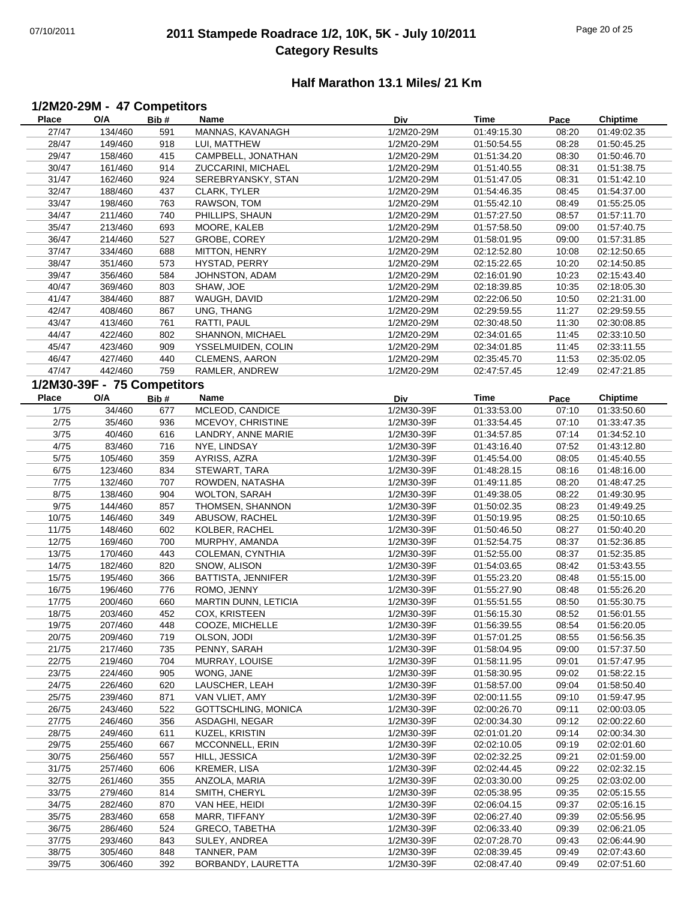# 2011 Stampede Roadrace 1/2, 10K, 5K - July 10/2011
## Category Results

### Half Marathon 13.1 Miles/ 21 Km

### 1/2M20-29M - 47 Competitors

| Place | O/A | Bib # | Name | Div | Time | Pace | Chiptime |
|---|---|---|---|---|---|---|---|
| 27/47 | 134/460 | 591 | MANNAS, KAVANAGH | 1/2M20-29M | 01:49:15.30 | 08:20 | 01:49:02.35 |
| 28/47 | 149/460 | 918 | LUI, MATTHEW | 1/2M20-29M | 01:50:54.55 | 08:28 | 01:50:45.25 |
| 29/47 | 158/460 | 415 | CAMPBELL, JONATHAN | 1/2M20-29M | 01:51:34.20 | 08:30 | 01:50:46.70 |
| 30/47 | 161/460 | 914 | ZUCCARINI, MICHAEL | 1/2M20-29M | 01:51:40.55 | 08:31 | 01:51:38.75 |
| 31/47 | 162/460 | 924 | SEREBRYANSKY, STAN | 1/2M20-29M | 01:51:47.05 | 08:31 | 01:51:42.10 |
| 32/47 | 188/460 | 437 | CLARK, TYLER | 1/2M20-29M | 01:54:46.35 | 08:45 | 01:54:37.00 |
| 33/47 | 198/460 | 763 | RAWSON, TOM | 1/2M20-29M | 01:55:42.10 | 08:49 | 01:55:25.05 |
| 34/47 | 211/460 | 740 | PHILLIPS, SHAUN | 1/2M20-29M | 01:57:27.50 | 08:57 | 01:57:11.70 |
| 35/47 | 213/460 | 693 | MOORE, KALEB | 1/2M20-29M | 01:57:58.50 | 09:00 | 01:57:40.75 |
| 36/47 | 214/460 | 527 | GROBE, COREY | 1/2M20-29M | 01:58:01.95 | 09:00 | 01:57:31.85 |
| 37/47 | 334/460 | 688 | MITTON, HENRY | 1/2M20-29M | 02:12:52.80 | 10:08 | 02:12:50.65 |
| 38/47 | 351/460 | 573 | HYSTAD, PERRY | 1/2M20-29M | 02:15:22.65 | 10:20 | 02:14:50.85 |
| 39/47 | 356/460 | 584 | JOHNSTON, ADAM | 1/2M20-29M | 02:16:01.90 | 10:23 | 02:15:43.40 |
| 40/47 | 369/460 | 803 | SHAW, JOE | 1/2M20-29M | 02:18:39.85 | 10:35 | 02:18:05.30 |
| 41/47 | 384/460 | 887 | WAUGH, DAVID | 1/2M20-29M | 02:22:06.50 | 10:50 | 02:21:31.00 |
| 42/47 | 408/460 | 867 | UNG, THANG | 1/2M20-29M | 02:29:59.55 | 11:27 | 02:29:59.55 |
| 43/47 | 413/460 | 761 | RATTI, PAUL | 1/2M20-29M | 02:30:48.50 | 11:30 | 02:30:08.85 |
| 44/47 | 422/460 | 802 | SHANNON, MICHAEL | 1/2M20-29M | 02:34:01.65 | 11:45 | 02:33:10.50 |
| 45/47 | 423/460 | 909 | YSSELMUIDEN, COLIN | 1/2M20-29M | 02:34:01.85 | 11:45 | 02:33:11.55 |
| 46/47 | 427/460 | 440 | CLEMENS, AARON | 1/2M20-29M | 02:35:45.70 | 11:53 | 02:35:02.05 |
| 47/47 | 442/460 | 759 | RAMLER, ANDREW | 1/2M20-29M | 02:47:57.45 | 12:49 | 02:47:21.85 |

### 1/2M30-39F - 75 Competitors

| Place | O/A | Bib # | Name | Div | Time | Pace | Chiptime |
|---|---|---|---|---|---|---|---|
| 1/75 | 34/460 | 677 | MCLEOD, CANDICE | 1/2M30-39F | 01:33:53.00 | 07:10 | 01:33:50.60 |
| 2/75 | 35/460 | 936 | MCEVOY, CHRISTINE | 1/2M30-39F | 01:33:54.45 | 07:10 | 01:33:47.35 |
| 3/75 | 40/460 | 616 | LANDRY, ANNE MARIE | 1/2M30-39F | 01:34:57.85 | 07:14 | 01:34:52.10 |
| 4/75 | 83/460 | 716 | NYE, LINDSAY | 1/2M30-39F | 01:43:16.40 | 07:52 | 01:43:12.80 |
| 5/75 | 105/460 | 359 | AYRISS, AZRA | 1/2M30-39F | 01:45:54.00 | 08:05 | 01:45:40.55 |
| 6/75 | 123/460 | 834 | STEWART, TARA | 1/2M30-39F | 01:48:28.15 | 08:16 | 01:48:16.00 |
| 7/75 | 132/460 | 707 | ROWDEN, NATASHA | 1/2M30-39F | 01:49:11.85 | 08:20 | 01:48:47.25 |
| 8/75 | 138/460 | 904 | WOLTON, SARAH | 1/2M30-39F | 01:49:38.05 | 08:22 | 01:49:30.95 |
| 9/75 | 144/460 | 857 | THOMSEN, SHANNON | 1/2M30-39F | 01:50:02.35 | 08:23 | 01:49:49.25 |
| 10/75 | 146/460 | 349 | ABUSOW, RACHEL | 1/2M30-39F | 01:50:19.95 | 08:25 | 01:50:10.65 |
| 11/75 | 148/460 | 602 | KOLBER, RACHEL | 1/2M30-39F | 01:50:46.50 | 08:27 | 01:50:40.20 |
| 12/75 | 169/460 | 700 | MURPHY, AMANDA | 1/2M30-39F | 01:52:54.75 | 08:37 | 01:52:36.85 |
| 13/75 | 170/460 | 443 | COLEMAN, CYNTHIA | 1/2M30-39F | 01:52:55.00 | 08:37 | 01:52:35.85 |
| 14/75 | 182/460 | 820 | SNOW, ALISON | 1/2M30-39F | 01:54:03.65 | 08:42 | 01:53:43.55 |
| 15/75 | 195/460 | 366 | BATTISTA, JENNIFER | 1/2M30-39F | 01:55:23.20 | 08:48 | 01:55:15.00 |
| 16/75 | 196/460 | 776 | ROMO, JENNY | 1/2M30-39F | 01:55:27.90 | 08:48 | 01:55:26.20 |
| 17/75 | 200/460 | 660 | MARTIN DUNN, LETICIA | 1/2M30-39F | 01:55:51.55 | 08:50 | 01:55:30.75 |
| 18/75 | 203/460 | 452 | COX, KRISTEEN | 1/2M30-39F | 01:56:15.30 | 08:52 | 01:56:01.55 |
| 19/75 | 207/460 | 448 | COOZE, MICHELLE | 1/2M30-39F | 01:56:39.55 | 08:54 | 01:56:20.05 |
| 20/75 | 209/460 | 719 | OLSON, JODI | 1/2M30-39F | 01:57:01.25 | 08:55 | 01:56:56.35 |
| 21/75 | 217/460 | 735 | PENNY, SARAH | 1/2M30-39F | 01:58:04.95 | 09:00 | 01:57:37.50 |
| 22/75 | 219/460 | 704 | MURRAY, LOUISE | 1/2M30-39F | 01:58:11.95 | 09:01 | 01:57:47.95 |
| 23/75 | 224/460 | 905 | WONG, JANE | 1/2M30-39F | 01:58:30.95 | 09:02 | 01:58:22.15 |
| 24/75 | 226/460 | 620 | LAUSCHER, LEAH | 1/2M30-39F | 01:58:57.00 | 09:04 | 01:58:50.40 |
| 25/75 | 239/460 | 871 | VAN VLIET, AMY | 1/2M30-39F | 02:00:11.55 | 09:10 | 01:59:47.95 |
| 26/75 | 243/460 | 522 | GOTTSCHLING, MONICA | 1/2M30-39F | 02:00:26.70 | 09:11 | 02:00:03.05 |
| 27/75 | 246/460 | 356 | ASDAGHI, NEGAR | 1/2M30-39F | 02:00:34.30 | 09:12 | 02:00:22.60 |
| 28/75 | 249/460 | 611 | KUZEL, KRISTIN | 1/2M30-39F | 02:01:01.20 | 09:14 | 02:00:34.30 |
| 29/75 | 255/460 | 667 | MCCONNELL, ERIN | 1/2M30-39F | 02:02:10.05 | 09:19 | 02:02:01.60 |
| 30/75 | 256/460 | 557 | HILL, JESSICA | 1/2M30-39F | 02:02:32.25 | 09:21 | 02:01:59.00 |
| 31/75 | 257/460 | 606 | KREMER, LISA | 1/2M30-39F | 02:02:44.45 | 09:22 | 02:02:32.15 |
| 32/75 | 261/460 | 355 | ANZOLA, MARIA | 1/2M30-39F | 02:03:30.00 | 09:25 | 02:03:02.00 |
| 33/75 | 279/460 | 814 | SMITH, CHERYL | 1/2M30-39F | 02:05:38.95 | 09:35 | 02:05:15.55 |
| 34/75 | 282/460 | 870 | VAN HEE, HEIDI | 1/2M30-39F | 02:06:04.15 | 09:37 | 02:05:16.15 |
| 35/75 | 283/460 | 658 | MARR, TIFFANY | 1/2M30-39F | 02:06:27.40 | 09:39 | 02:05:56.95 |
| 36/75 | 286/460 | 524 | GRECO, TABETHA | 1/2M30-39F | 02:06:33.40 | 09:39 | 02:06:21.05 |
| 37/75 | 293/460 | 843 | SULEY, ANDREA | 1/2M30-39F | 02:07:28.70 | 09:43 | 02:06:44.90 |
| 38/75 | 305/460 | 848 | TANNER, PAM | 1/2M30-39F | 02:08:39.45 | 09:49 | 02:07:43.60 |
| 39/75 | 306/460 | 392 | BORBANDY, LAURETTA | 1/2M30-39F | 02:08:47.40 | 09:49 | 02:07:51.60 |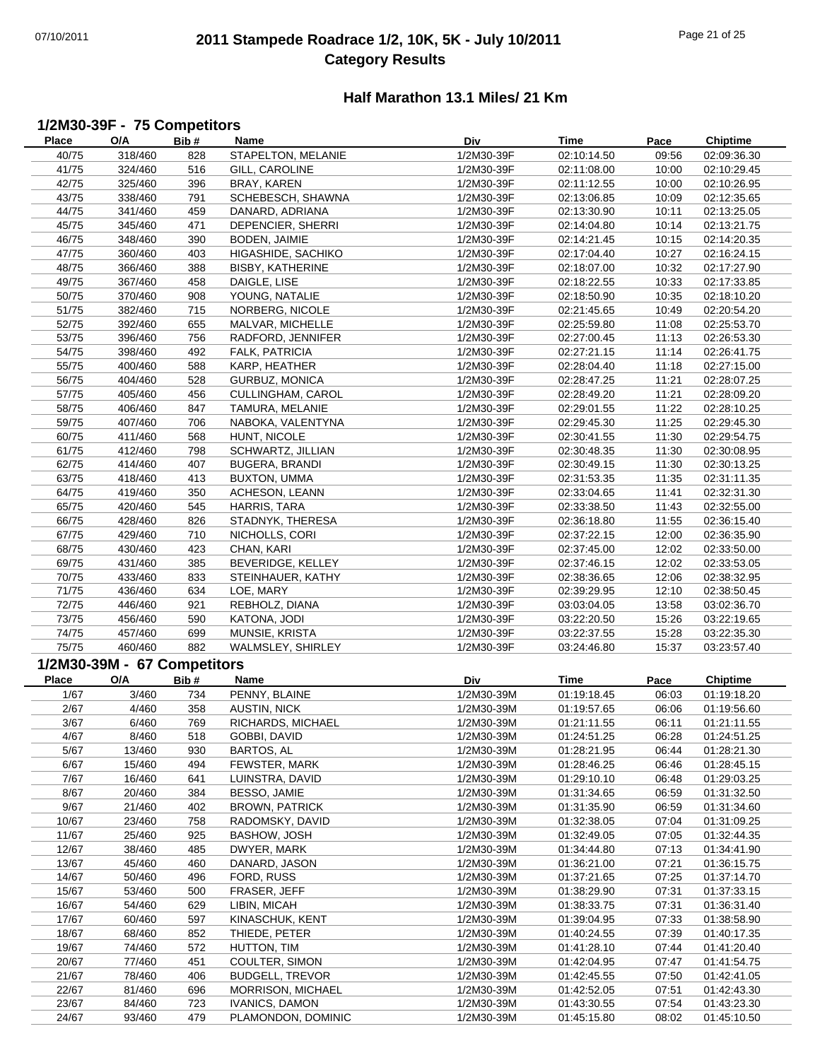# 2011 Stampede Roadrace 1/2, 10K, 5K - July 10/2011
## Category Results

### Half Marathon 13.1 Miles/ 21 Km

#### 1/2M30-39F - 75 Competitors

| Place | O/A | Bib # | Name | Div | Time | Pace | Chiptime |
|---|---|---|---|---|---|---|---|
| 40/75 | 318/460 | 828 | STAPELTON, MELANIE | 1/2M30-39F | 02:10:14.50 | 09:56 | 02:09:36.30 |
| 41/75 | 324/460 | 516 | GILL, CAROLINE | 1/2M30-39F | 02:11:08.00 | 10:00 | 02:10:29.45 |
| 42/75 | 325/460 | 396 | BRAY, KAREN | 1/2M30-39F | 02:11:12.55 | 10:00 | 02:10:26.95 |
| 43/75 | 338/460 | 791 | SCHEBESCH, SHAWNA | 1/2M30-39F | 02:13:06.85 | 10:09 | 02:12:35.65 |
| 44/75 | 341/460 | 459 | DANARD, ADRIANA | 1/2M30-39F | 02:13:30.90 | 10:11 | 02:13:25.05 |
| 45/75 | 345/460 | 471 | DEPENCIER, SHERRI | 1/2M30-39F | 02:14:04.80 | 10:14 | 02:13:21.75 |
| 46/75 | 348/460 | 390 | BODEN, JAIMIE | 1/2M30-39F | 02:14:21.45 | 10:15 | 02:14:20.35 |
| 47/75 | 360/460 | 403 | HIGASHIDE, SACHIKO | 1/2M30-39F | 02:17:04.40 | 10:27 | 02:16:24.15 |
| 48/75 | 366/460 | 388 | BISBY, KATHERINE | 1/2M30-39F | 02:18:07.00 | 10:32 | 02:17:27.90 |
| 49/75 | 367/460 | 458 | DAIGLE, LISE | 1/2M30-39F | 02:18:22.55 | 10:33 | 02:17:33.85 |
| 50/75 | 370/460 | 908 | YOUNG, NATALIE | 1/2M30-39F | 02:18:50.90 | 10:35 | 02:18:10.20 |
| 51/75 | 382/460 | 715 | NORBERG, NICOLE | 1/2M30-39F | 02:21:45.65 | 10:49 | 02:20:54.20 |
| 52/75 | 392/460 | 655 | MALVAR, MICHELLE | 1/2M30-39F | 02:25:59.80 | 11:08 | 02:25:53.70 |
| 53/75 | 396/460 | 756 | RADFORD, JENNIFER | 1/2M30-39F | 02:27:00.45 | 11:13 | 02:26:53.30 |
| 54/75 | 398/460 | 492 | FALK, PATRICIA | 1/2M30-39F | 02:27:21.15 | 11:14 | 02:26:41.75 |
| 55/75 | 400/460 | 588 | KARP, HEATHER | 1/2M30-39F | 02:28:04.40 | 11:18 | 02:27:15.00 |
| 56/75 | 404/460 | 528 | GURBUZ, MONICA | 1/2M30-39F | 02:28:47.25 | 11:21 | 02:28:07.25 |
| 57/75 | 405/460 | 456 | CULLINGHAM, CAROL | 1/2M30-39F | 02:28:49.20 | 11:21 | 02:28:09.20 |
| 58/75 | 406/460 | 847 | TAMURA, MELANIE | 1/2M30-39F | 02:29:01.55 | 11:22 | 02:28:10.25 |
| 59/75 | 407/460 | 706 | NABOKA, VALENTYNA | 1/2M30-39F | 02:29:45.30 | 11:25 | 02:29:45.30 |
| 60/75 | 411/460 | 568 | HUNT, NICOLE | 1/2M30-39F | 02:30:41.55 | 11:30 | 02:29:54.75 |
| 61/75 | 412/460 | 798 | SCHWARTZ, JILLIAN | 1/2M30-39F | 02:30:48.35 | 11:30 | 02:30:08.95 |
| 62/75 | 414/460 | 407 | BUGERA, BRANDI | 1/2M30-39F | 02:30:49.15 | 11:30 | 02:30:13.25 |
| 63/75 | 418/460 | 413 | BUXTON, UMMA | 1/2M30-39F | 02:31:53.35 | 11:35 | 02:31:11.35 |
| 64/75 | 419/460 | 350 | ACHESON, LEANN | 1/2M30-39F | 02:33:04.65 | 11:41 | 02:32:31.30 |
| 65/75 | 420/460 | 545 | HARRIS, TARA | 1/2M30-39F | 02:33:38.50 | 11:43 | 02:32:55.00 |
| 66/75 | 428/460 | 826 | STADNYK, THERESA | 1/2M30-39F | 02:36:18.80 | 11:55 | 02:36:15.40 |
| 67/75 | 429/460 | 710 | NICHOLLS, CORI | 1/2M30-39F | 02:37:22.15 | 12:00 | 02:36:35.90 |
| 68/75 | 430/460 | 423 | CHAN, KARI | 1/2M30-39F | 02:37:45.00 | 12:02 | 02:33:50.00 |
| 69/75 | 431/460 | 385 | BEVERIDGE, KELLEY | 1/2M30-39F | 02:37:46.15 | 12:02 | 02:33:53.05 |
| 70/75 | 433/460 | 833 | STEINHAUER, KATHY | 1/2M30-39F | 02:38:36.65 | 12:06 | 02:38:32.95 |
| 71/75 | 436/460 | 634 | LOE, MARY | 1/2M30-39F | 02:39:29.95 | 12:10 | 02:38:50.45 |
| 72/75 | 446/460 | 921 | REBHOLZ, DIANA | 1/2M30-39F | 03:03:04.05 | 13:58 | 03:02:36.70 |
| 73/75 | 456/460 | 590 | KATONA, JODI | 1/2M30-39F | 03:22:20.50 | 15:26 | 03:22:19.65 |
| 74/75 | 457/460 | 699 | MUNSIE, KRISTA | 1/2M30-39F | 03:22:37.55 | 15:28 | 03:22:35.30 |
| 75/75 | 460/460 | 882 | WALMSLEY, SHIRLEY | 1/2M30-39F | 03:24:46.80 | 15:37 | 03:23:57.40 |

#### 1/2M30-39M - 67 Competitors

| Place | O/A | Bib # | Name | Div | Time | Pace | Chiptime |
|---|---|---|---|---|---|---|---|
| 1/67 | 3/460 | 734 | PENNY, BLAINE | 1/2M30-39M | 01:19:18.45 | 06:03 | 01:19:18.20 |
| 2/67 | 4/460 | 358 | AUSTIN, NICK | 1/2M30-39M | 01:19:57.65 | 06:06 | 01:19:56.60 |
| 3/67 | 6/460 | 769 | RICHARDS, MICHAEL | 1/2M30-39M | 01:21:11.55 | 06:11 | 01:21:11.55 |
| 4/67 | 8/460 | 518 | GOBBI, DAVID | 1/2M30-39M | 01:24:51.25 | 06:28 | 01:24:51.25 |
| 5/67 | 13/460 | 930 | BARTOS, AL | 1/2M30-39M | 01:28:21.95 | 06:44 | 01:28:21.30 |
| 6/67 | 15/460 | 494 | FEWSTER, MARK | 1/2M30-39M | 01:28:46.25 | 06:46 | 01:28:45.15 |
| 7/67 | 16/460 | 641 | LUINSTRA, DAVID | 1/2M30-39M | 01:29:10.10 | 06:48 | 01:29:03.25 |
| 8/67 | 20/460 | 384 | BESSO, JAMIE | 1/2M30-39M | 01:31:34.65 | 06:59 | 01:31:32.50 |
| 9/67 | 21/460 | 402 | BROWN, PATRICK | 1/2M30-39M | 01:31:35.90 | 06:59 | 01:31:34.60 |
| 10/67 | 23/460 | 758 | RADOMSKY, DAVID | 1/2M30-39M | 01:32:38.05 | 07:04 | 01:31:09.25 |
| 11/67 | 25/460 | 925 | BASHOW, JOSH | 1/2M30-39M | 01:32:49.05 | 07:05 | 01:32:44.35 |
| 12/67 | 38/460 | 485 | DWYER, MARK | 1/2M30-39M | 01:34:44.80 | 07:13 | 01:34:41.90 |
| 13/67 | 45/460 | 460 | DANARD, JASON | 1/2M30-39M | 01:36:21.00 | 07:21 | 01:36:15.75 |
| 14/67 | 50/460 | 496 | FORD, RUSS | 1/2M30-39M | 01:37:21.65 | 07:25 | 01:37:14.70 |
| 15/67 | 53/460 | 500 | FRASER, JEFF | 1/2M30-39M | 01:38:29.90 | 07:31 | 01:37:33.15 |
| 16/67 | 54/460 | 629 | LIBIN, MICAH | 1/2M30-39M | 01:38:33.75 | 07:31 | 01:36:31.40 |
| 17/67 | 60/460 | 597 | KINASCHUK, KENT | 1/2M30-39M | 01:39:04.95 | 07:33 | 01:38:58.90 |
| 18/67 | 68/460 | 852 | THIEDE, PETER | 1/2M30-39M | 01:40:24.55 | 07:39 | 01:40:17.35 |
| 19/67 | 74/460 | 572 | HUTTON, TIM | 1/2M30-39M | 01:41:28.10 | 07:44 | 01:41:20.40 |
| 20/67 | 77/460 | 451 | COULTER, SIMON | 1/2M30-39M | 01:42:04.95 | 07:47 | 01:41:54.75 |
| 21/67 | 78/460 | 406 | BUDGELL, TREVOR | 1/2M30-39M | 01:42:45.55 | 07:50 | 01:42:41.05 |
| 22/67 | 81/460 | 696 | MORRISON, MICHAEL | 1/2M30-39M | 01:42:52.05 | 07:51 | 01:42:43.30 |
| 23/67 | 84/460 | 723 | IVANICS, DAMON | 1/2M30-39M | 01:43:30.55 | 07:54 | 01:43:23.30 |
| 24/67 | 93/460 | 479 | PLAMONDON, DOMINIC | 1/2M30-39M | 01:45:15.80 | 08:02 | 01:45:10.50 |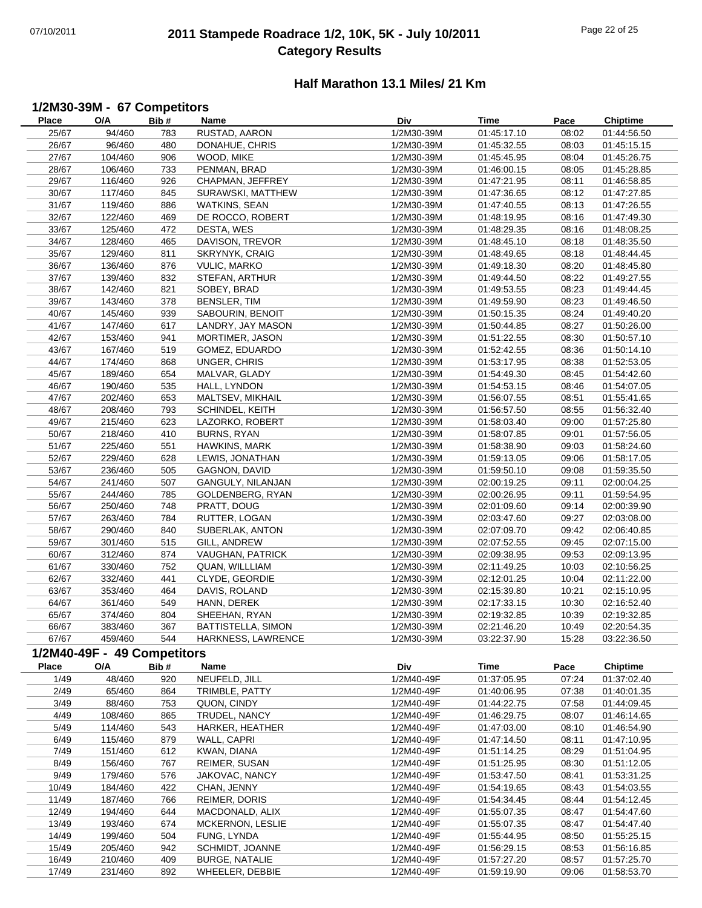# 2011 Stampede Roadrace 1/2, 10K, 5K - July 10/2011
## Category Results

### Half Marathon 13.1 Miles/ 21 Km

#### 1/2M30-39M - 67 Competitors

| Place | O/A | Bib # | Name | Div | Time | Pace | Chiptime |
|---|---|---|---|---|---|---|---|
| 25/67 | 94/460 | 783 | RUSTAD, AARON | 1/2M30-39M | 01:45:17.10 | 08:02 | 01:44:56.50 |
| 26/67 | 96/460 | 480 | DONAHUE, CHRIS | 1/2M30-39M | 01:45:32.55 | 08:03 | 01:45:15.15 |
| 27/67 | 104/460 | 906 | WOOD, MIKE | 1/2M30-39M | 01:45:45.95 | 08:04 | 01:45:26.75 |
| 28/67 | 106/460 | 733 | PENMAN, BRAD | 1/2M30-39M | 01:46:00.15 | 08:05 | 01:45:28.85 |
| 29/67 | 116/460 | 926 | CHAPMAN, JEFFREY | 1/2M30-39M | 01:47:21.95 | 08:11 | 01:46:58.85 |
| 30/67 | 117/460 | 845 | SURAWSKI, MATTHEW | 1/2M30-39M | 01:47:36.65 | 08:12 | 01:47:27.85 |
| 31/67 | 119/460 | 886 | WATKINS, SEAN | 1/2M30-39M | 01:47:40.55 | 08:13 | 01:47:26.55 |
| 32/67 | 122/460 | 469 | DE ROCCO, ROBERT | 1/2M30-39M | 01:48:19.95 | 08:16 | 01:47:49.30 |
| 33/67 | 125/460 | 472 | DESTA, WES | 1/2M30-39M | 01:48:29.35 | 08:16 | 01:48:08.25 |
| 34/67 | 128/460 | 465 | DAVISON, TREVOR | 1/2M30-39M | 01:48:45.10 | 08:18 | 01:48:35.50 |
| 35/67 | 129/460 | 811 | SKRYNYK, CRAIG | 1/2M30-39M | 01:48:49.65 | 08:18 | 01:48:44.45 |
| 36/67 | 136/460 | 876 | VULIC, MARKO | 1/2M30-39M | 01:49:18.30 | 08:20 | 01:48:45.80 |
| 37/67 | 139/460 | 832 | STEFAN, ARTHUR | 1/2M30-39M | 01:49:44.50 | 08:22 | 01:49:27.55 |
| 38/67 | 142/460 | 821 | SOBEY, BRAD | 1/2M30-39M | 01:49:53.55 | 08:23 | 01:49:44.45 |
| 39/67 | 143/460 | 378 | BENSLER, TIM | 1/2M30-39M | 01:49:59.90 | 08:23 | 01:49:46.50 |
| 40/67 | 145/460 | 939 | SABOURIN, BENOIT | 1/2M30-39M | 01:50:15.35 | 08:24 | 01:49:40.20 |
| 41/67 | 147/460 | 617 | LANDRY, JAY MASON | 1/2M30-39M | 01:50:44.85 | 08:27 | 01:50:26.00 |
| 42/67 | 153/460 | 941 | MORTIMER, JASON | 1/2M30-39M | 01:51:22.55 | 08:30 | 01:50:57.10 |
| 43/67 | 167/460 | 519 | GOMEZ, EDUARDO | 1/2M30-39M | 01:52:42.55 | 08:36 | 01:50:14.10 |
| 44/67 | 174/460 | 868 | UNGER, CHRIS | 1/2M30-39M | 01:53:17.95 | 08:38 | 01:52:53.05 |
| 45/67 | 189/460 | 654 | MALVAR, GLADY | 1/2M30-39M | 01:54:49.30 | 08:45 | 01:54:42.60 |
| 46/67 | 190/460 | 535 | HALL, LYNDON | 1/2M30-39M | 01:54:53.15 | 08:46 | 01:54:07.05 |
| 47/67 | 202/460 | 653 | MALTSEV, MIKHAIL | 1/2M30-39M | 01:56:07.55 | 08:51 | 01:55:41.65 |
| 48/67 | 208/460 | 793 | SCHINDEL, KEITH | 1/2M30-39M | 01:56:57.50 | 08:55 | 01:56:32.40 |
| 49/67 | 215/460 | 623 | LAZORKO, ROBERT | 1/2M30-39M | 01:58:03.40 | 09:00 | 01:57:25.80 |
| 50/67 | 218/460 | 410 | BURNS, RYAN | 1/2M30-39M | 01:58:07.85 | 09:01 | 01:57:56.05 |
| 51/67 | 225/460 | 551 | HAWKINS, MARK | 1/2M30-39M | 01:58:38.90 | 09:03 | 01:58:24.60 |
| 52/67 | 229/460 | 628 | LEWIS, JONATHAN | 1/2M30-39M | 01:59:13.05 | 09:06 | 01:58:17.05 |
| 53/67 | 236/460 | 505 | GAGNON, DAVID | 1/2M30-39M | 01:59:50.10 | 09:08 | 01:59:35.50 |
| 54/67 | 241/460 | 507 | GANGULY, NILANJAN | 1/2M30-39M | 02:00:19.25 | 09:11 | 02:00:04.25 |
| 55/67 | 244/460 | 785 | GOLDENBERG, RYAN | 1/2M30-39M | 02:00:26.95 | 09:11 | 01:59:54.95 |
| 56/67 | 250/460 | 748 | PRATT, DOUG | 1/2M30-39M | 02:01:09.60 | 09:14 | 02:00:39.90 |
| 57/67 | 263/460 | 784 | RUTTER, LOGAN | 1/2M30-39M | 02:03:47.60 | 09:27 | 02:03:08.00 |
| 58/67 | 290/460 | 840 | SUBERLAK, ANTON | 1/2M30-39M | 02:07:09.70 | 09:42 | 02:06:40.85 |
| 59/67 | 301/460 | 515 | GILL, ANDREW | 1/2M30-39M | 02:07:52.55 | 09:45 | 02:07:15.00 |
| 60/67 | 312/460 | 874 | VAUGHAN, PATRICK | 1/2M30-39M | 02:09:38.95 | 09:53 | 02:09:13.95 |
| 61/67 | 330/460 | 752 | QUAN, WILLLIAM | 1/2M30-39M | 02:11:49.25 | 10:03 | 02:10:56.25 |
| 62/67 | 332/460 | 441 | CLYDE, GEORDIE | 1/2M30-39M | 02:12:01.25 | 10:04 | 02:11:22.00 |
| 63/67 | 353/460 | 464 | DAVIS, ROLAND | 1/2M30-39M | 02:15:39.80 | 10:21 | 02:15:10.95 |
| 64/67 | 361/460 | 549 | HANN, DEREK | 1/2M30-39M | 02:17:33.15 | 10:30 | 02:16:52.40 |
| 65/67 | 374/460 | 804 | SHEEHAN, RYAN | 1/2M30-39M | 02:19:32.85 | 10:39 | 02:19:32.85 |
| 66/67 | 383/460 | 367 | BATTISTELLA, SIMON | 1/2M30-39M | 02:21:46.20 | 10:49 | 02:20:54.35 |
| 67/67 | 459/460 | 544 | HARKNESS, LAWRENCE | 1/2M30-39M | 03:22:37.90 | 15:28 | 03:22:36.50 |

#### 1/2M40-49F - 49 Competitors

| Place | O/A | Bib # | Name | Div | Time | Pace | Chiptime |
|---|---|---|---|---|---|---|---|
| 1/49 | 48/460 | 920 | NEUFELD, JILL | 1/2M40-49F | 01:37:05.95 | 07:24 | 01:37:02.40 |
| 2/49 | 65/460 | 864 | TRIMBLE, PATTY | 1/2M40-49F | 01:40:06.95 | 07:38 | 01:40:01.35 |
| 3/49 | 88/460 | 753 | QUON, CINDY | 1/2M40-49F | 01:44:22.75 | 07:58 | 01:44:09.45 |
| 4/49 | 108/460 | 865 | TRUDEL, NANCY | 1/2M40-49F | 01:46:29.75 | 08:07 | 01:46:14.65 |
| 5/49 | 114/460 | 543 | HARKER, HEATHER | 1/2M40-49F | 01:47:03.00 | 08:10 | 01:46:54.90 |
| 6/49 | 115/460 | 879 | WALL, CAPRI | 1/2M40-49F | 01:47:14.50 | 08:11 | 01:47:10.95 |
| 7/49 | 151/460 | 612 | KWAN, DIANA | 1/2M40-49F | 01:51:14.25 | 08:29 | 01:51:04.95 |
| 8/49 | 156/460 | 767 | REIMER, SUSAN | 1/2M40-49F | 01:51:25.95 | 08:30 | 01:51:12.05 |
| 9/49 | 179/460 | 576 | JAKOVAC, NANCY | 1/2M40-49F | 01:53:47.50 | 08:41 | 01:53:31.25 |
| 10/49 | 184/460 | 422 | CHAN, JENNY | 1/2M40-49F | 01:54:19.65 | 08:43 | 01:54:03.55 |
| 11/49 | 187/460 | 766 | REIMER, DORIS | 1/2M40-49F | 01:54:34.45 | 08:44 | 01:54:12.45 |
| 12/49 | 194/460 | 644 | MACDONALD, ALIX | 1/2M40-49F | 01:55:07.35 | 08:47 | 01:54:47.60 |
| 13/49 | 193/460 | 674 | MCKERNON, LESLIE | 1/2M40-49F | 01:55:07.35 | 08:47 | 01:54:47.40 |
| 14/49 | 199/460 | 504 | FUNG, LYNDA | 1/2M40-49F | 01:55:44.95 | 08:50 | 01:55:25.15 |
| 15/49 | 205/460 | 942 | SCHMIDT, JOANNE | 1/2M40-49F | 01:56:29.15 | 08:53 | 01:56:16.85 |
| 16/49 | 210/460 | 409 | BURGE, NATALIE | 1/2M40-49F | 01:57:27.20 | 08:57 | 01:57:25.70 |
| 17/49 | 231/460 | 892 | WHEELER, DEBBIE | 1/2M40-49F | 01:59:19.90 | 09:06 | 01:58:53.70 |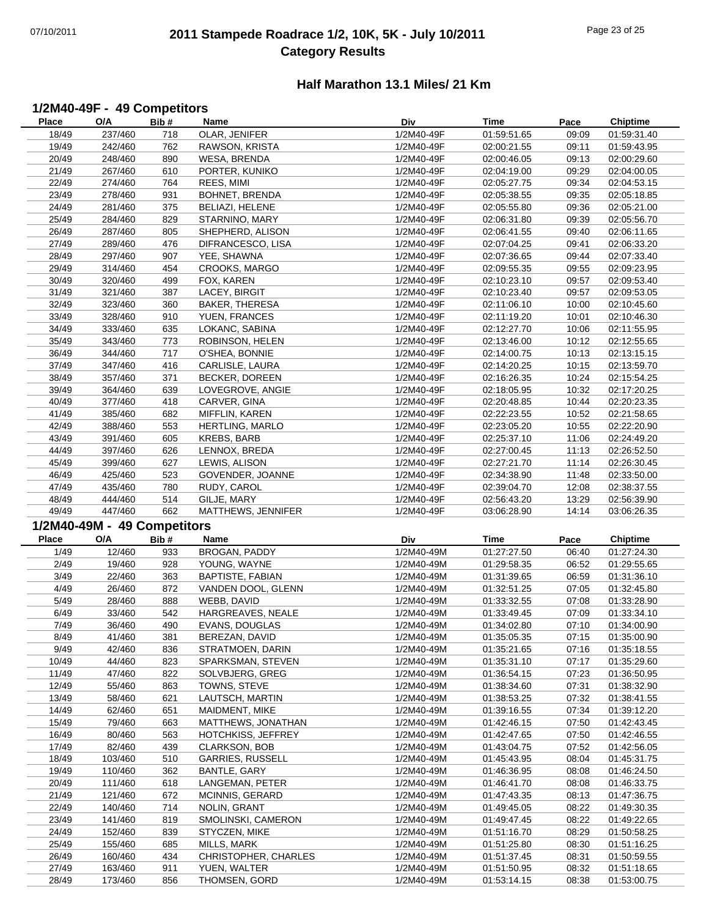# 2011 Stampede Roadrace 1/2, 10K, 5K - July 10/2011

## Category Results

### Half Marathon 13.1 Miles/ 21 Km

#### 1/2M40-49F - 49 Competitors

| Place | O/A | Bib # | Name | Div | Time | Pace | Chiptime |
|---|---|---|---|---|---|---|---|
| 18/49 | 237/460 | 718 | OLAR, JENIFER | 1/2M40-49F | 01:59:51.65 | 09:09 | 01:59:31.40 |
| 19/49 | 242/460 | 762 | RAWSON, KRISTA | 1/2M40-49F | 02:00:21.55 | 09:11 | 01:59:43.95 |
| 20/49 | 248/460 | 890 | WESA, BRENDA | 1/2M40-49F | 02:00:46.05 | 09:13 | 02:00:29.60 |
| 21/49 | 267/460 | 610 | PORTER, KUNIKO | 1/2M40-49F | 02:04:19.00 | 09:29 | 02:04:00.05 |
| 22/49 | 274/460 | 764 | REES, MIMI | 1/2M40-49F | 02:05:27.75 | 09:34 | 02:04:53.15 |
| 23/49 | 278/460 | 931 | BOHNET, BRENDA | 1/2M40-49F | 02:05:38.55 | 09:35 | 02:05:18.85 |
| 24/49 | 281/460 | 375 | BELIAZI, HELENE | 1/2M40-49F | 02:05:55.80 | 09:36 | 02:05:21.00 |
| 25/49 | 284/460 | 829 | STARNINO, MARY | 1/2M40-49F | 02:06:31.80 | 09:39 | 02:05:56.70 |
| 26/49 | 287/460 | 805 | SHEPHERD, ALISON | 1/2M40-49F | 02:06:41.55 | 09:40 | 02:06:11.65 |
| 27/49 | 289/460 | 476 | DIFRANCESCO, LISA | 1/2M40-49F | 02:07:04.25 | 09:41 | 02:06:33.20 |
| 28/49 | 297/460 | 907 | YEE, SHAWNA | 1/2M40-49F | 02:07:36.65 | 09:44 | 02:07:33.40 |
| 29/49 | 314/460 | 454 | CROOKS, MARGO | 1/2M40-49F | 02:09:55.35 | 09:55 | 02:09:23.95 |
| 30/49 | 320/460 | 499 | FOX, KAREN | 1/2M40-49F | 02:10:23.10 | 09:57 | 02:09:53.40 |
| 31/49 | 321/460 | 387 | LACEY, BIRGIT | 1/2M40-49F | 02:10:23.40 | 09:57 | 02:09:53.05 |
| 32/49 | 323/460 | 360 | BAKER, THERESA | 1/2M40-49F | 02:11:06.10 | 10:00 | 02:10:45.60 |
| 33/49 | 328/460 | 910 | YUEN, FRANCES | 1/2M40-49F | 02:11:19.20 | 10:01 | 02:10:46.30 |
| 34/49 | 333/460 | 635 | LOKANC, SABINA | 1/2M40-49F | 02:12:27.70 | 10:06 | 02:11:55.95 |
| 35/49 | 343/460 | 773 | ROBINSON, HELEN | 1/2M40-49F | 02:13:46.00 | 10:12 | 02:12:55.65 |
| 36/49 | 344/460 | 717 | O'SHEA, BONNIE | 1/2M40-49F | 02:14:00.75 | 10:13 | 02:13:15.15 |
| 37/49 | 347/460 | 416 | CARLISLE, LAURA | 1/2M40-49F | 02:14:20.25 | 10:15 | 02:13:59.70 |
| 38/49 | 357/460 | 371 | BECKER, DOREEN | 1/2M40-49F | 02:16:26.35 | 10:24 | 02:15:54.25 |
| 39/49 | 364/460 | 639 | LOVEGROVE, ANGIE | 1/2M40-49F | 02:18:05.95 | 10:32 | 02:17:20.25 |
| 40/49 | 377/460 | 418 | CARVER, GINA | 1/2M40-49F | 02:20:48.85 | 10:44 | 02:20:23.35 |
| 41/49 | 385/460 | 682 | MIFFLIN, KAREN | 1/2M40-49F | 02:22:23.55 | 10:52 | 02:21:58.65 |
| 42/49 | 388/460 | 553 | HERTLING, MARLO | 1/2M40-49F | 02:23:05.20 | 10:55 | 02:22:20.90 |
| 43/49 | 391/460 | 605 | KREBS, BARB | 1/2M40-49F | 02:25:37.10 | 11:06 | 02:24:49.20 |
| 44/49 | 397/460 | 626 | LENNOX, BREDA | 1/2M40-49F | 02:27:00.45 | 11:13 | 02:26:52.50 |
| 45/49 | 399/460 | 627 | LEWIS, ALISON | 1/2M40-49F | 02:27:21.70 | 11:14 | 02:26:30.45 |
| 46/49 | 425/460 | 523 | GOVENDER, JOANNE | 1/2M40-49F | 02:34:38.90 | 11:48 | 02:33:50.00 |
| 47/49 | 435/460 | 780 | RUDY, CAROL | 1/2M40-49F | 02:39:04.70 | 12:08 | 02:38:37.55 |
| 48/49 | 444/460 | 514 | GILJE, MARY | 1/2M40-49F | 02:56:43.20 | 13:29 | 02:56:39.90 |
| 49/49 | 447/460 | 662 | MATTHEWS, JENNIFER | 1/2M40-49F | 03:06:28.90 | 14:14 | 03:06:26.35 |

#### 1/2M40-49M - 49 Competitors

| Place | O/A | Bib # | Name | Div | Time | Pace | Chiptime |
|---|---|---|---|---|---|---|---|
| 1/49 | 12/460 | 933 | BROGAN, PADDY | 1/2M40-49M | 01:27:27.50 | 06:40 | 01:27:24.30 |
| 2/49 | 19/460 | 928 | YOUNG, WAYNE | 1/2M40-49M | 01:29:58.35 | 06:52 | 01:29:55.65 |
| 3/49 | 22/460 | 363 | BAPTISTE, FABIAN | 1/2M40-49M | 01:31:39.65 | 06:59 | 01:31:36.10 |
| 4/49 | 26/460 | 872 | VANDEN DOOL, GLENN | 1/2M40-49M | 01:32:51.25 | 07:05 | 01:32:45.80 |
| 5/49 | 28/460 | 888 | WEBB, DAVID | 1/2M40-49M | 01:33:32.55 | 07:08 | 01:33:28.90 |
| 6/49 | 33/460 | 542 | HARGREAVES, NEALE | 1/2M40-49M | 01:33:49.45 | 07:09 | 01:33:34.10 |
| 7/49 | 36/460 | 490 | EVANS, DOUGLAS | 1/2M40-49M | 01:34:02.80 | 07:10 | 01:34:00.90 |
| 8/49 | 41/460 | 381 | BEREZAN, DAVID | 1/2M40-49M | 01:35:05.35 | 07:15 | 01:35:00.90 |
| 9/49 | 42/460 | 836 | STRATMOEN, DARIN | 1/2M40-49M | 01:35:21.65 | 07:16 | 01:35:18.55 |
| 10/49 | 44/460 | 823 | SPARKSMAN, STEVEN | 1/2M40-49M | 01:35:31.10 | 07:17 | 01:35:29.60 |
| 11/49 | 47/460 | 822 | SOLVBJERG, GREG | 1/2M40-49M | 01:36:54.15 | 07:23 | 01:36:50.95 |
| 12/49 | 55/460 | 863 | TOWNS, STEVE | 1/2M40-49M | 01:38:34.60 | 07:31 | 01:38:32.90 |
| 13/49 | 58/460 | 621 | LAUTSCH, MARTIN | 1/2M40-49M | 01:38:53.25 | 07:32 | 01:38:41.55 |
| 14/49 | 62/460 | 651 | MAIDMENT, MIKE | 1/2M40-49M | 01:39:16.55 | 07:34 | 01:39:12.20 |
| 15/49 | 79/460 | 663 | MATTHEWS, JONATHAN | 1/2M40-49M | 01:42:46.15 | 07:50 | 01:42:43.45 |
| 16/49 | 80/460 | 563 | HOTCHKISS, JEFFREY | 1/2M40-49M | 01:42:47.65 | 07:50 | 01:42:46.55 |
| 17/49 | 82/460 | 439 | CLARKSON, BOB | 1/2M40-49M | 01:43:04.75 | 07:52 | 01:42:56.05 |
| 18/49 | 103/460 | 510 | GARRIES, RUSSELL | 1/2M40-49M | 01:45:43.95 | 08:04 | 01:45:31.75 |
| 19/49 | 110/460 | 362 | BANTLE, GARY | 1/2M40-49M | 01:46:36.95 | 08:08 | 01:46:24.50 |
| 20/49 | 111/460 | 618 | LANGEMAN, PETER | 1/2M40-49M | 01:46:41.70 | 08:08 | 01:46:33.75 |
| 21/49 | 121/460 | 672 | MCINNIS, GERARD | 1/2M40-49M | 01:47:43.35 | 08:13 | 01:47:36.75 |
| 22/49 | 140/460 | 714 | NOLIN, GRANT | 1/2M40-49M | 01:49:45.05 | 08:22 | 01:49:30.35 |
| 23/49 | 141/460 | 819 | SMOLINSKI, CAMERON | 1/2M40-49M | 01:49:47.45 | 08:22 | 01:49:22.65 |
| 24/49 | 152/460 | 839 | STYCZEN, MIKE | 1/2M40-49M | 01:51:16.70 | 08:29 | 01:50:58.25 |
| 25/49 | 155/460 | 685 | MILLS, MARK | 1/2M40-49M | 01:51:25.80 | 08:30 | 01:51:16.25 |
| 26/49 | 160/460 | 434 | CHRISTOPHER, CHARLES | 1/2M40-49M | 01:51:37.45 | 08:31 | 01:50:59.55 |
| 27/49 | 163/460 | 911 | YUEN, WALTER | 1/2M40-49M | 01:51:50.95 | 08:32 | 01:51:18.65 |
| 28/49 | 173/460 | 856 | THOMSEN, GORD | 1/2M40-49M | 01:53:14.15 | 08:38 | 01:53:00.75 |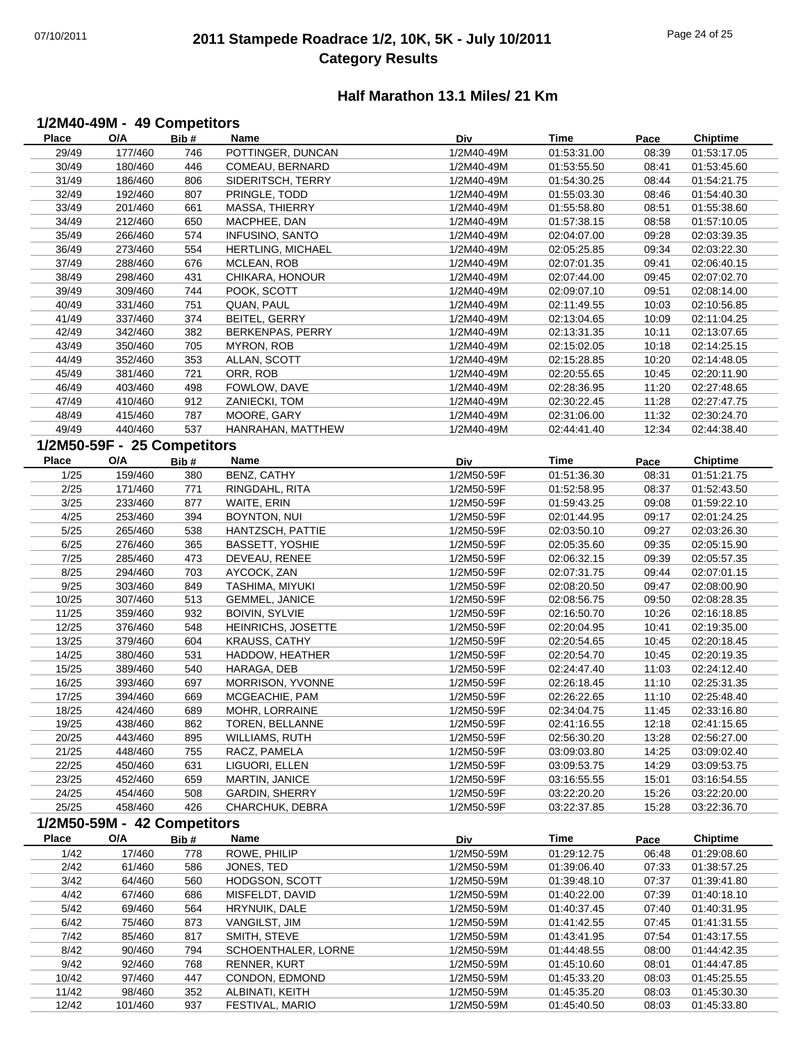# 2011 Stampede Roadrace 1/2, 10K, 5K - July 10/2011
## Category Results

### Half Marathon 13.1 Miles/ 21 Km

#### 1/2M40-49M - 49 Competitors

| Place | O/A | Bib # | Name | Div | Time | Pace | Chiptime |
|---|---|---|---|---|---|---|---|
| 29/49 | 177/460 | 746 | POTTINGER, DUNCAN | 1/2M40-49M | 01:53:31.00 | 08:39 | 01:53:17.05 |
| 30/49 | 180/460 | 446 | COMEAU, BERNARD | 1/2M40-49M | 01:53:55.50 | 08:41 | 01:53:45.60 |
| 31/49 | 186/460 | 806 | SIDERITSCH, TERRY | 1/2M40-49M | 01:54:30.25 | 08:44 | 01:54:21.75 |
| 32/49 | 192/460 | 807 | PRINGLE, TODD | 1/2M40-49M | 01:55:03.30 | 08:46 | 01:54:40.30 |
| 33/49 | 201/460 | 661 | MASSA, THIERRY | 1/2M40-49M | 01:55:58.80 | 08:51 | 01:55:38.60 |
| 34/49 | 212/460 | 650 | MACPHEE, DAN | 1/2M40-49M | 01:57:38.15 | 08:58 | 01:57:10.05 |
| 35/49 | 266/460 | 574 | INFUSINO, SANTO | 1/2M40-49M | 02:04:07.00 | 09:28 | 02:03:39.35 |
| 36/49 | 273/460 | 554 | HERTLING, MICHAEL | 1/2M40-49M | 02:05:25.85 | 09:34 | 02:03:22.30 |
| 37/49 | 288/460 | 676 | MCLEAN, ROB | 1/2M40-49M | 02:07:01.35 | 09:41 | 02:06:40.15 |
| 38/49 | 298/460 | 431 | CHIKARA, HONOUR | 1/2M40-49M | 02:07:44.00 | 09:45 | 02:07:02.70 |
| 39/49 | 309/460 | 744 | POOK, SCOTT | 1/2M40-49M | 02:09:07.10 | 09:51 | 02:08:14.00 |
| 40/49 | 331/460 | 751 | QUAN, PAUL | 1/2M40-49M | 02:11:49.55 | 10:03 | 02:10:56.85 |
| 41/49 | 337/460 | 374 | BEITEL, GERRY | 1/2M40-49M | 02:13:04.65 | 10:09 | 02:11:04.25 |
| 42/49 | 342/460 | 382 | BERKENPAS, PERRY | 1/2M40-49M | 02:13:31.35 | 10:11 | 02:13:07.65 |
| 43/49 | 350/460 | 705 | MYRON, ROB | 1/2M40-49M | 02:15:02.05 | 10:18 | 02:14:25.15 |
| 44/49 | 352/460 | 353 | ALLAN, SCOTT | 1/2M40-49M | 02:15:28.85 | 10:20 | 02:14:48.05 |
| 45/49 | 381/460 | 721 | ORR, ROB | 1/2M40-49M | 02:20:55.65 | 10:45 | 02:20:11.90 |
| 46/49 | 403/460 | 498 | FOWLOW, DAVE | 1/2M40-49M | 02:28:36.95 | 11:20 | 02:27:48.65 |
| 47/49 | 410/460 | 912 | ZANIECKI, TOM | 1/2M40-49M | 02:30:22.45 | 11:28 | 02:27:47.75 |
| 48/49 | 415/460 | 787 | MOORE, GARY | 1/2M40-49M | 02:31:06.00 | 11:32 | 02:30:24.70 |
| 49/49 | 440/460 | 537 | HANRAHAN, MATTHEW | 1/2M40-49M | 02:44:41.40 | 12:34 | 02:44:38.40 |

#### 1/2M50-59F - 25 Competitors

| Place | O/A | Bib # | Name | Div | Time | Pace | Chiptime |
|---|---|---|---|---|---|---|---|
| 1/25 | 159/460 | 380 | BENZ, CATHY | 1/2M50-59F | 01:51:36.30 | 08:31 | 01:51:21.75 |
| 2/25 | 171/460 | 771 | RINGDAHL, RITA | 1/2M50-59F | 01:52:58.95 | 08:37 | 01:52:43.50 |
| 3/25 | 233/460 | 877 | WAITE, ERIN | 1/2M50-59F | 01:59:43.25 | 09:08 | 01:59:22.10 |
| 4/25 | 253/460 | 394 | BOYNTON, NUI | 1/2M50-59F | 02:01:44.95 | 09:17 | 02:01:24.25 |
| 5/25 | 265/460 | 538 | HANTZSCH, PATTIE | 1/2M50-59F | 02:03:50.10 | 09:27 | 02:03:26.30 |
| 6/25 | 276/460 | 365 | BASSETT, YOSHIE | 1/2M50-59F | 02:05:35.60 | 09:35 | 02:05:15.90 |
| 7/25 | 285/460 | 473 | DEVEAU, RENEE | 1/2M50-59F | 02:06:32.15 | 09:39 | 02:05:57.35 |
| 8/25 | 294/460 | 703 | AYCOCK, ZAN | 1/2M50-59F | 02:07:31.75 | 09:44 | 02:07:01.15 |
| 9/25 | 303/460 | 849 | TASHIMA, MIYUKI | 1/2M50-59F | 02:08:20.50 | 09:47 | 02:08:00.90 |
| 10/25 | 307/460 | 513 | GEMMEL, JANICE | 1/2M50-59F | 02:08:56.75 | 09:50 | 02:08:28.35 |
| 11/25 | 359/460 | 932 | BOIVIN, SYLVIE | 1/2M50-59F | 02:16:50.70 | 10:26 | 02:16:18.85 |
| 12/25 | 376/460 | 548 | HEINRICHS, JOSETTE | 1/2M50-59F | 02:20:04.95 | 10:41 | 02:19:35.00 |
| 13/25 | 379/460 | 604 | KRAUSS, CATHY | 1/2M50-59F | 02:20:54.65 | 10:45 | 02:20:18.45 |
| 14/25 | 380/460 | 531 | HADDOW, HEATHER | 1/2M50-59F | 02:20:54.70 | 10:45 | 02:20:19.35 |
| 15/25 | 389/460 | 540 | HARAGA, DEB | 1/2M50-59F | 02:24:47.40 | 11:03 | 02:24:12.40 |
| 16/25 | 393/460 | 697 | MORRISON, YVONNE | 1/2M50-59F | 02:26:18.45 | 11:10 | 02:25:31.35 |
| 17/25 | 394/460 | 669 | MCGEACHIE, PAM | 1/2M50-59F | 02:26:22.65 | 11:10 | 02:25:48.40 |
| 18/25 | 424/460 | 689 | MOHR, LORRAINE | 1/2M50-59F | 02:34:04.75 | 11:45 | 02:33:16.80 |
| 19/25 | 438/460 | 862 | TOREN, BELLANNE | 1/2M50-59F | 02:41:16.55 | 12:18 | 02:41:15.65 |
| 20/25 | 443/460 | 895 | WILLIAMS, RUTH | 1/2M50-59F | 02:56:30.20 | 13:28 | 02:56:27.00 |
| 21/25 | 448/460 | 755 | RACZ, PAMELA | 1/2M50-59F | 03:09:03.80 | 14:25 | 03:09:02.40 |
| 22/25 | 450/460 | 631 | LIGUORI, ELLEN | 1/2M50-59F | 03:09:53.75 | 14:29 | 03:09:53.75 |
| 23/25 | 452/460 | 659 | MARTIN, JANICE | 1/2M50-59F | 03:16:55.55 | 15:01 | 03:16:54.55 |
| 24/25 | 454/460 | 508 | GARDIN, SHERRY | 1/2M50-59F | 03:22:20.20 | 15:26 | 03:22:20.00 |
| 25/25 | 458/460 | 426 | CHARCHUK, DEBRA | 1/2M50-59F | 03:22:37.85 | 15:28 | 03:22:36.70 |

#### 1/2M50-59M - 42 Competitors

| Place | O/A | Bib # | Name | Div | Time | Pace | Chiptime |
|---|---|---|---|---|---|---|---|
| 1/42 | 17/460 | 778 | ROWE, PHILIP | 1/2M50-59M | 01:29:12.75 | 06:48 | 01:29:08.60 |
| 2/42 | 61/460 | 586 | JONES, TED | 1/2M50-59M | 01:39:06.40 | 07:33 | 01:38:57.25 |
| 3/42 | 64/460 | 560 | HODGSON, SCOTT | 1/2M50-59M | 01:39:48.10 | 07:37 | 01:39:41.80 |
| 4/42 | 67/460 | 686 | MISFELDT, DAVID | 1/2M50-59M | 01:40:22.00 | 07:39 | 01:40:18.10 |
| 5/42 | 69/460 | 564 | HRYNUIK, DALE | 1/2M50-59M | 01:40:37.45 | 07:40 | 01:40:31.95 |
| 6/42 | 75/460 | 873 | VANGILST, JIM | 1/2M50-59M | 01:41:42.55 | 07:45 | 01:41:31.55 |
| 7/42 | 85/460 | 817 | SMITH, STEVE | 1/2M50-59M | 01:43:41.95 | 07:54 | 01:43:17.55 |
| 8/42 | 90/460 | 794 | SCHOENTHALER, LORNE | 1/2M50-59M | 01:44:48.55 | 08:00 | 01:44:42.35 |
| 9/42 | 92/460 | 768 | RENNER, KURT | 1/2M50-59M | 01:45:10.60 | 08:01 | 01:44:47.85 |
| 10/42 | 97/460 | 447 | CONDON, EDMOND | 1/2M50-59M | 01:45:33.20 | 08:03 | 01:45:25.55 |
| 11/42 | 98/460 | 352 | ALBINATI, KEITH | 1/2M50-59M | 01:45:35.20 | 08:03 | 01:45:30.30 |
| 12/42 | 101/460 | 937 | FESTIVAL, MARIO | 1/2M50-59M | 01:45:40.50 | 08:03 | 01:45:33.80 |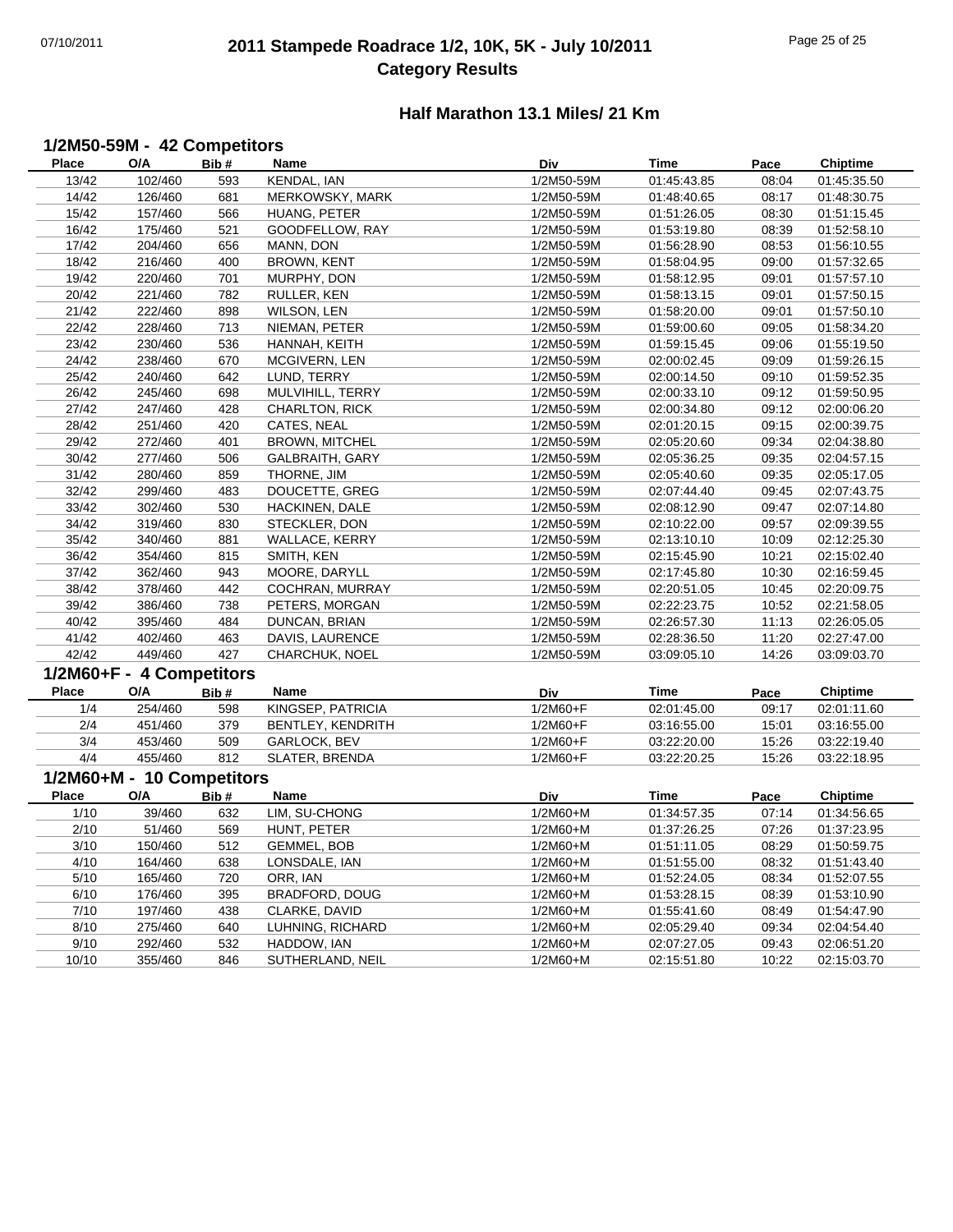# 2011 Stampede Roadrace 1/2, 10K, 5K - July 10/2011
## Category Results

### Half Marathon 13.1 Miles/ 21 Km

**1/2M50-59M - 42 Competitors**

| Place | O/A | Bib # | Name | Div | Time | Pace | Chiptime |
|---|---|---|---|---|---|---|---|
| 13/42 | 102/460 | 593 | KENDAL, IAN | 1/2M50-59M | 01:45:43.85 | 08:04 | 01:45:35.50 |
| 14/42 | 126/460 | 681 | MERKOWSKY, MARK | 1/2M50-59M | 01:48:40.65 | 08:17 | 01:48:30.75 |
| 15/42 | 157/460 | 566 | HUANG, PETER | 1/2M50-59M | 01:51:26.05 | 08:30 | 01:51:15.45 |
| 16/42 | 175/460 | 521 | GOODFELLOW, RAY | 1/2M50-59M | 01:53:19.80 | 08:39 | 01:52:58.10 |
| 17/42 | 204/460 | 656 | MANN, DON | 1/2M50-59M | 01:56:28.90 | 08:53 | 01:56:10.55 |
| 18/42 | 216/460 | 400 | BROWN, KENT | 1/2M50-59M | 01:58:04.95 | 09:00 | 01:57:32.65 |
| 19/42 | 220/460 | 701 | MURPHY, DON | 1/2M50-59M | 01:58:12.95 | 09:01 | 01:57:57.10 |
| 20/42 | 221/460 | 782 | RULLER, KEN | 1/2M50-59M | 01:58:13.15 | 09:01 | 01:57:50.15 |
| 21/42 | 222/460 | 898 | WILSON, LEN | 1/2M50-59M | 01:58:20.00 | 09:01 | 01:57:50.10 |
| 22/42 | 228/460 | 713 | NIEMAN, PETER | 1/2M50-59M | 01:59:00.60 | 09:05 | 01:58:34.20 |
| 23/42 | 230/460 | 536 | HANNAH, KEITH | 1/2M50-59M | 01:59:15.45 | 09:06 | 01:55:19.50 |
| 24/42 | 238/460 | 670 | MCGIVERN, LEN | 1/2M50-59M | 02:00:02.45 | 09:09 | 01:59:26.15 |
| 25/42 | 240/460 | 642 | LUND, TERRY | 1/2M50-59M | 02:00:14.50 | 09:10 | 01:59:52.35 |
| 26/42 | 245/460 | 698 | MULVIHILL, TERRY | 1/2M50-59M | 02:00:33.10 | 09:12 | 01:59:50.95 |
| 27/42 | 247/460 | 428 | CHARLTON, RICK | 1/2M50-59M | 02:00:34.80 | 09:12 | 02:00:06.20 |
| 28/42 | 251/460 | 420 | CATES, NEAL | 1/2M50-59M | 02:01:20.15 | 09:15 | 02:00:39.75 |
| 29/42 | 272/460 | 401 | BROWN, MITCHEL | 1/2M50-59M | 02:05:20.60 | 09:34 | 02:04:38.80 |
| 30/42 | 277/460 | 506 | GALBRAITH, GARY | 1/2M50-59M | 02:05:36.25 | 09:35 | 02:04:57.15 |
| 31/42 | 280/460 | 859 | THORNE, JIM | 1/2M50-59M | 02:05:40.60 | 09:35 | 02:05:17.05 |
| 32/42 | 299/460 | 483 | DOUCETTE, GREG | 1/2M50-59M | 02:07:44.40 | 09:45 | 02:07:43.75 |
| 33/42 | 302/460 | 530 | HACKINEN, DALE | 1/2M50-59M | 02:08:12.90 | 09:47 | 02:07:14.80 |
| 34/42 | 319/460 | 830 | STECKLER, DON | 1/2M50-59M | 02:10:22.00 | 09:57 | 02:09:39.55 |
| 35/42 | 340/460 | 881 | WALLACE, KERRY | 1/2M50-59M | 02:13:10.10 | 10:09 | 02:12:25.30 |
| 36/42 | 354/460 | 815 | SMITH, KEN | 1/2M50-59M | 02:15:45.90 | 10:21 | 02:15:02.40 |
| 37/42 | 362/460 | 943 | MOORE, DARYLL | 1/2M50-59M | 02:17:45.80 | 10:30 | 02:16:59.45 |
| 38/42 | 378/460 | 442 | COCHRAN, MURRAY | 1/2M50-59M | 02:20:51.05 | 10:45 | 02:20:09.75 |
| 39/42 | 386/460 | 738 | PETERS, MORGAN | 1/2M50-59M | 02:22:23.75 | 10:52 | 02:21:58.05 |
| 40/42 | 395/460 | 484 | DUNCAN, BRIAN | 1/2M50-59M | 02:26:57.30 | 11:13 | 02:26:05.05 |
| 41/42 | 402/460 | 463 | DAVIS, LAURENCE | 1/2M50-59M | 02:28:36.50 | 11:20 | 02:27:47.00 |
| 42/42 | 449/460 | 427 | CHARCHUK, NOEL | 1/2M50-59M | 03:09:05.10 | 14:26 | 03:09:03.70 |

**1/2M60+F - 4 Competitors**

| Place | O/A | Bib # | Name | Div | Time | Pace | Chiptime |
|---|---|---|---|---|---|---|---|
| 1/4 | 254/460 | 598 | KINGSEP, PATRICIA | 1/2M60+F | 02:01:45.00 | 09:17 | 02:01:11.60 |
| 2/4 | 451/460 | 379 | BENTLEY, KENDRITH | 1/2M60+F | 03:16:55.00 | 15:01 | 03:16:55.00 |
| 3/4 | 453/460 | 509 | GARLOCK, BEV | 1/2M60+F | 03:22:20.00 | 15:26 | 03:22:19.40 |
| 4/4 | 455/460 | 812 | SLATER, BRENDA | 1/2M60+F | 03:22:20.25 | 15:26 | 03:22:18.95 |

**1/2M60+M - 10 Competitors**

| Place | O/A | Bib # | Name | Div | Time | Pace | Chiptime |
|---|---|---|---|---|---|---|---|
| 1/10 | 39/460 | 632 | LIM, SU-CHONG | 1/2M60+M | 01:34:57.35 | 07:14 | 01:34:56.65 |
| 2/10 | 51/460 | 569 | HUNT, PETER | 1/2M60+M | 01:37:26.25 | 07:26 | 01:37:23.95 |
| 3/10 | 150/460 | 512 | GEMMEL, BOB | 1/2M60+M | 01:51:11.05 | 08:29 | 01:50:59.75 |
| 4/10 | 164/460 | 638 | LONSDALE, IAN | 1/2M60+M | 01:51:55.00 | 08:32 | 01:51:43.40 |
| 5/10 | 165/460 | 720 | ORR, IAN | 1/2M60+M | 01:52:24.05 | 08:34 | 01:52:07.55 |
| 6/10 | 176/460 | 395 | BRADFORD, DOUG | 1/2M60+M | 01:53:28.15 | 08:39 | 01:53:10.90 |
| 7/10 | 197/460 | 438 | CLARKE, DAVID | 1/2M60+M | 01:55:41.60 | 08:49 | 01:54:47.90 |
| 8/10 | 275/460 | 640 | LUHNING, RICHARD | 1/2M60+M | 02:05:29.40 | 09:34 | 02:04:54.40 |
| 9/10 | 292/460 | 532 | HADDOW, IAN | 1/2M60+M | 02:07:27.05 | 09:43 | 02:06:51.20 |
| 10/10 | 355/460 | 846 | SUTHERLAND, NEIL | 1/2M60+M | 02:15:51.80 | 10:22 | 02:15:03.70 |